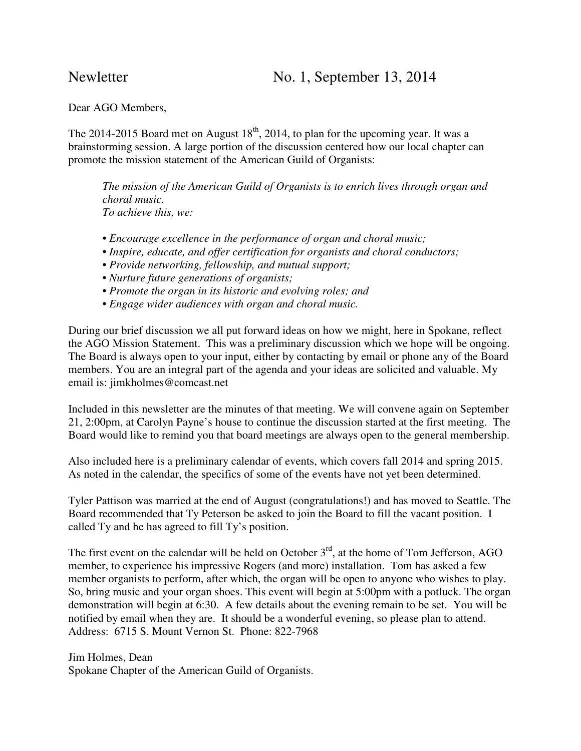Newletter No. 1, September 13, 2014

Dear AGO Members,

The 2014-2015 Board met on August 18th, 2014, to plan for the upcoming year. It was a brainstorming session. A large portion of the discussion centered how our local chapter can promote the mission statement of the American Guild of Organists:

> *The mission of the American Guild of Organists is to enrich lives through organ and choral music.*
> *To achieve this, we:*
>
> - *Encourage excellence in the performance of organ and choral music;*
> - *Inspire, educate, and offer certification for organists and choral conductors;*
> - *Provide networking, fellowship, and mutual support;*
> - *Nurture future generations of organists;*
> - *Promote the organ in its historic and evolving roles; and*
> - *Engage wider audiences with organ and choral music.*

During our brief discussion we all put forward ideas on how we might, here in Spokane, reflect the AGO Mission Statement. This was a preliminary discussion which we hope will be ongoing. The Board is always open to your input, either by contacting by email or phone any of the Board members. You are an integral part of the agenda and your ideas are solicited and valuable. My email is: jimkholmes@comcast.net

Included in this newsletter are the minutes of that meeting. We will convene again on September 21, 2:00pm, at Carolyn Payne's house to continue the discussion started at the first meeting. The Board would like to remind you that board meetings are always open to the general membership.

Also included here is a preliminary calendar of events, which covers fall 2014 and spring 2015. As noted in the calendar, the specifics of some of the events have not yet been determined.

Tyler Pattison was married at the end of August (congratulations!) and has moved to Seattle. The Board recommended that Ty Peterson be asked to join the Board to fill the vacant position. I called Ty and he has agreed to fill Ty's position.

The first event on the calendar will be held on October 3rd, at the home of Tom Jefferson, AGO member, to experience his impressive Rogers (and more) installation. Tom has asked a few member organists to perform, after which, the organ will be open to anyone who wishes to play. So, bring music and your organ shoes. This event will begin at 5:00pm with a potluck. The organ demonstration will begin at 6:30. A few details about the evening remain to be set. You will be notified by email when they are. It should be a wonderful evening, so please plan to attend.
Address: 6715 S. Mount Vernon St. Phone: 822-7968

Jim Holmes, Dean
Spokane Chapter of the American Guild of Organists.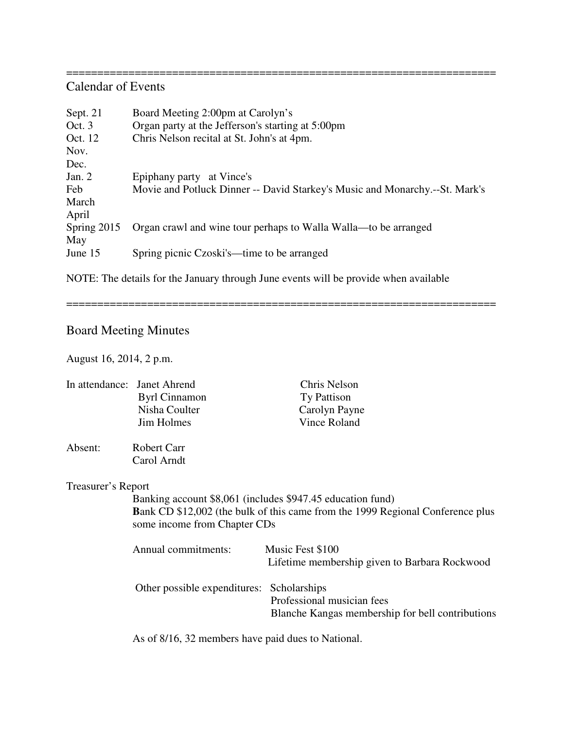====================================================================

## Calendar of Events

| | |
|---|---|
| Sept. 21 | Board Meeting 2:00pm at Carolyn's |
| Oct. 3 | Organ party at the Jefferson's starting at 5:00pm |
| Oct. 12 | Chris Nelson recital at St. John's at 4pm. |
| Nov. | |
| Dec. | |
| Jan. 2 | Epiphany party at Vince's |
| Feb | Movie and Potluck Dinner -- David Starkey's Music and Monarchy.--St. Mark's |
| March | |
| April | |
| Spring 2015 | Organ crawl and wine tour perhaps to Walla Walla—to be arranged |
| May | |
| June 15 | Spring picnic Czoski's—time to be arranged |

NOTE: The details for the January through June events will be provide when available

====================================================================

## Board Meeting Minutes

August 16, 2014, 2 p.m.

In attendance:
- Janet Ahrend
- Byrl Cinnamon
- Nisha Coulter
- Jim Holmes
- Chris Nelson
- Ty Pattison
- Carolyn Payne
- Vince Roland

Absent:
- Robert Carr
- Carol Arndt

Treasurer's Report

Banking account $8,061 (includes $947.45 education fund)
**B**ank CD $12,002 (the bulk of this came from the 1999 Regional Conference plus some income from Chapter CDs

Annual commitments:
- Music Fest $100
- Lifetime membership given to Barbara Rockwood

Other possible expenditures:
- Scholarships
- Professional musician fees
- Blanche Kangas membership for bell contributions

As of 8/16, 32 members have paid dues to National.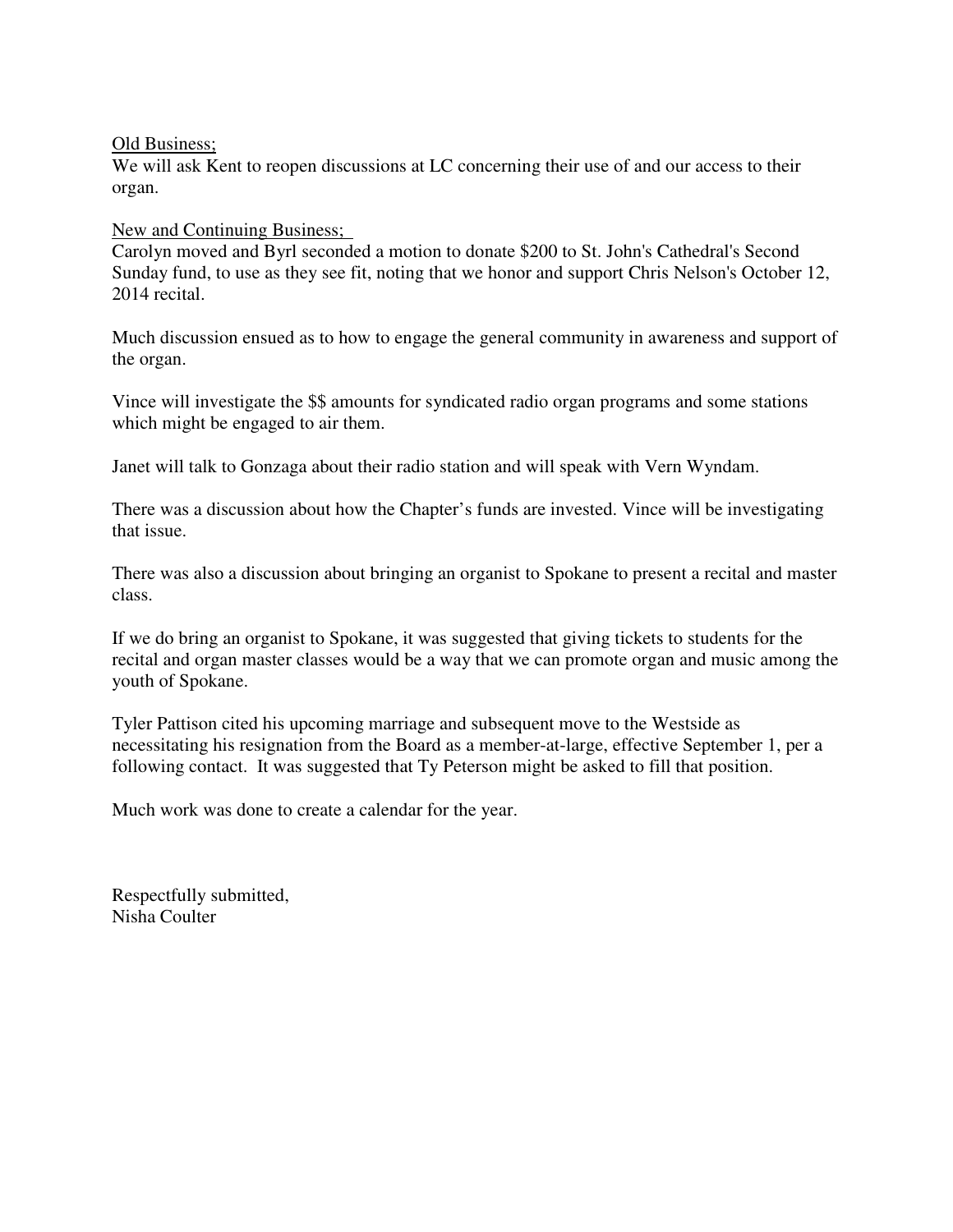Old Business;

We will ask Kent to reopen discussions at LC concerning their use of and our access to their organ.

New and Continuing Business;

Carolyn moved and Byrl seconded a motion to donate $200 to St. John's Cathedral's Second Sunday fund, to use as they see fit, noting that we honor and support Chris Nelson's October 12, 2014 recital.

Much discussion ensued as to how to engage the general community in awareness and support of the organ.

Vince will investigate the $$ amounts for syndicated radio organ programs and some stations which might be engaged to air them.

Janet will talk to Gonzaga about their radio station and will speak with Vern Wyndam.

There was a discussion about how the Chapter's funds are invested. Vince will be investigating that issue.

There was also a discussion about bringing an organist to Spokane to present a recital and master class.

If we do bring an organist to Spokane, it was suggested that giving tickets to students for the recital and organ master classes would be a way that we can promote organ and music among the youth of Spokane.

Tyler Pattison cited his upcoming marriage and subsequent move to the Westside as necessitating his resignation from the Board as a member-at-large, effective September 1, per a following contact. It was suggested that Ty Peterson might be asked to fill that position.

Much work was done to create a calendar for the year.

Respectfully submitted,
Nisha Coulter